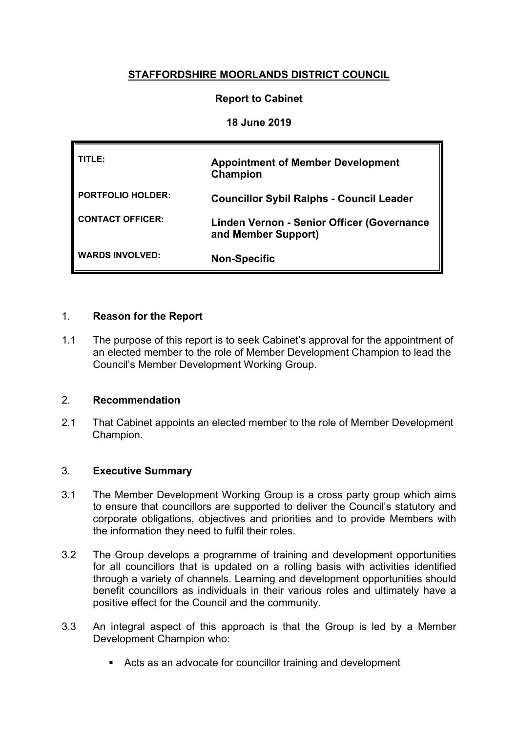# STAFFORDSHIRE MOORLANDS DISTRICT COUNCIL

**Report to Cabinet**

**18 June 2019**

| | |
|---|---|
| **TITLE:** | **Appointment of Member Development Champion** |
| **PORTFOLIO HOLDER:** | **Councillor Sybil Ralphs - Council Leader** |
| **CONTACT OFFICER:** | **Linden Vernon - Senior Officer (Governance and Member Support)** |
| **WARDS INVOLVED:** | **Non-Specific** |

## 1. Reason for the Report

1.1 The purpose of this report is to seek Cabinet's approval for the appointment of an elected member to the role of Member Development Champion to lead the Council's Member Development Working Group.

## 2. Recommendation

2.1 That Cabinet appoints an elected member to the role of Member Development Champion.

## 3. Executive Summary

3.1 The Member Development Working Group is a cross party group which aims to ensure that councillors are supported to deliver the Council's statutory and corporate obligations, objectives and priorities and to provide Members with the information they need to fulfil their roles.

3.2 The Group develops a programme of training and development opportunities for all councillors that is updated on a rolling basis with activities identified through a variety of channels. Learning and development opportunities should benefit councillors as individuals in their various roles and ultimately have a positive effect for the Council and the community.

3.3 An integral aspect of this approach is that the Group is led by a Member Development Champion who:

- Acts as an advocate for councillor training and development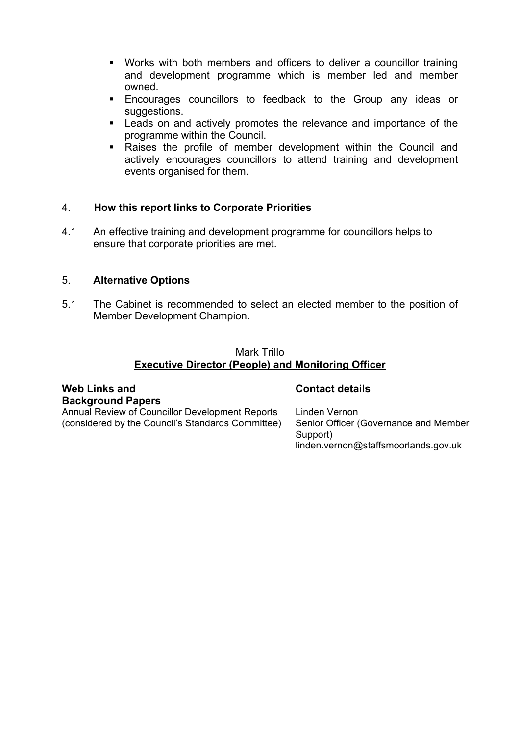- Works with both members and officers to deliver a councillor training and development programme which is member led and member owned.
- Encourages councillors to feedback to the Group any ideas or suggestions.
- Leads on and actively promotes the relevance and importance of the programme within the Council.
- Raises the profile of member development within the Council and actively encourages councillors to attend training and development events organised for them.

## 4. How this report links to Corporate Priorities

4.1 An effective training and development programme for councillors helps to ensure that corporate priorities are met.

## 5. Alternative Options

5.1 The Cabinet is recommended to select an elected member to the position of Member Development Champion.

Mark Trillo
**Executive Director (People) and Monitoring Officer**

**Web Links and Background Papers**
Annual Review of Councillor Development Reports (considered by the Council's Standards Committee)

**Contact details**
Linden Vernon
Senior Officer (Governance and Member Support)
linden.vernon@staffsmoorlands.gov.uk